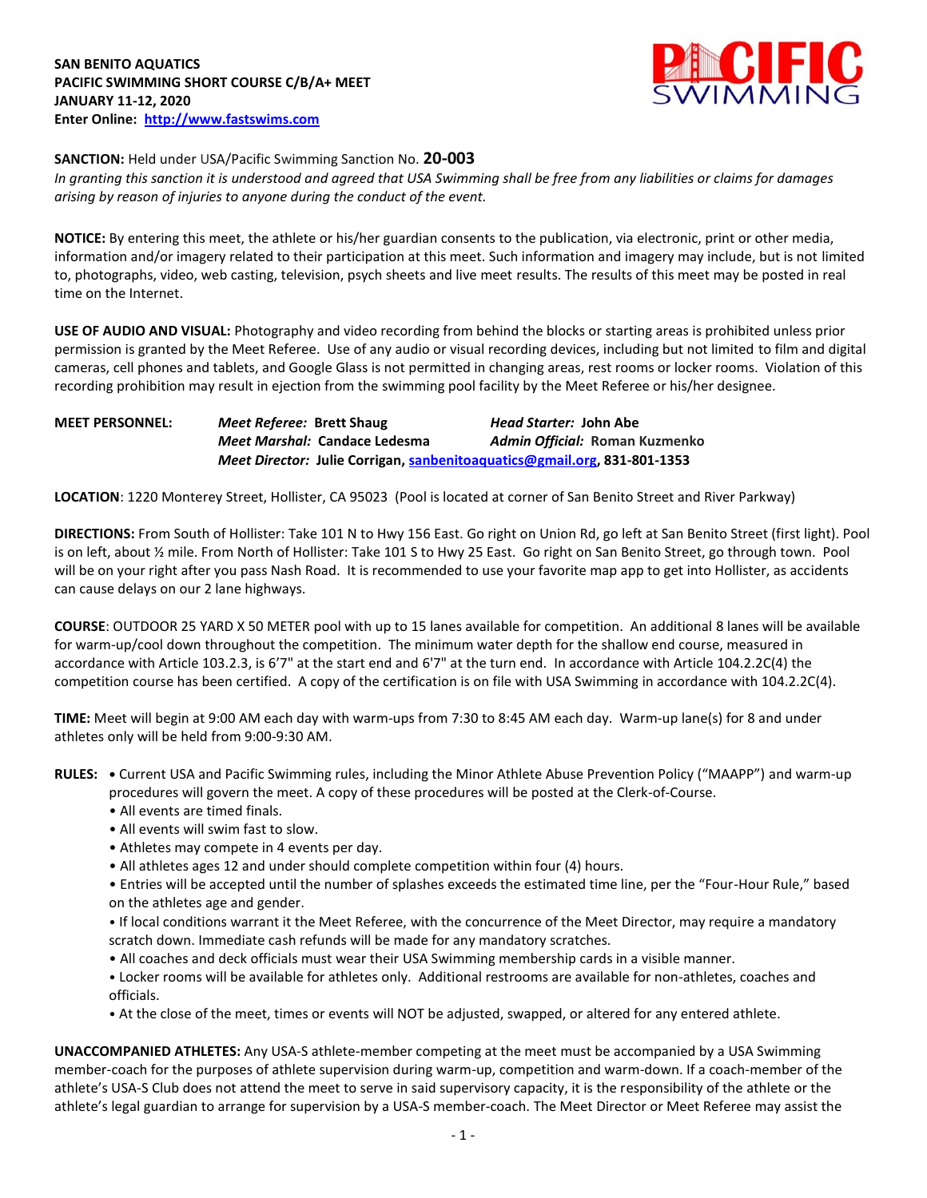**SAN BENITO AQUATICS**
**PACIFIC SWIMMING SHORT COURSE C/B/A+ MEET**
**JANUARY 11-12, 2020**
**Enter Online: [http://www.fastswims.com](http://www.fastswims.com)**

**SANCTION:** Held under USA/Pacific Swimming Sanction No. **20-003**
*In granting this sanction it is understood and agreed that USA Swimming shall be free from any liabilities or claims for damages arising by reason of injuries to anyone during the conduct of the event.*

**NOTICE:** By entering this meet, the athlete or his/her guardian consents to the publication, via electronic, print or other media, information and/or imagery related to their participation at this meet. Such information and imagery may include, but is not limited to, photographs, video, web casting, television, psych sheets and live meet results. The results of this meet may be posted in real time on the Internet.

**USE OF AUDIO AND VISUAL:** Photography and video recording from behind the blocks or starting areas is prohibited unless prior permission is granted by the Meet Referee. Use of any audio or visual recording devices, including but not limited to film and digital cameras, cell phones and tablets, and Google Glass is not permitted in changing areas, rest rooms or locker rooms. Violation of this recording prohibition may result in ejection from the swimming pool facility by the Meet Referee or his/her designee.

**MEET PERSONNEL:**
***Meet Referee:* Brett Shaug** — ***Head Starter:* John Abe**
***Meet Marshal:* Candace Ledesma** — ***Admin Official:* Roman Kuzmenko**
***Meet Director:* Julie Corrigan, [sanbenitoaquatics@gmail.org](mailto:sanbenitoaquatics@gmail.org), 831-801-1353**

**LOCATION**: 1220 Monterey Street, Hollister, CA 95023 (Pool is located at corner of San Benito Street and River Parkway)

**DIRECTIONS:** From South of Hollister: Take 101 N to Hwy 156 East. Go right on Union Rd, go left at San Benito Street (first light). Pool is on left, about ½ mile. From North of Hollister: Take 101 S to Hwy 25 East. Go right on San Benito Street, go through town. Pool will be on your right after you pass Nash Road. It is recommended to use your favorite map app to get into Hollister, as accidents can cause delays on our 2 lane highways.

**COURSE**: OUTDOOR 25 YARD X 50 METER pool with up to 15 lanes available for competition. An additional 8 lanes will be available for warm-up/cool down throughout the competition. The minimum water depth for the shallow end course, measured in accordance with Article 103.2.3, is 6'7" at the start end and 6'7" at the turn end. In accordance with Article 104.2.2C(4) the competition course has been certified. A copy of the certification is on file with USA Swimming in accordance with 104.2.2C(4).

**TIME:** Meet will begin at 9:00 AM each day with warm-ups from 7:30 to 8:45 AM each day. Warm-up lane(s) for 8 and under athletes only will be held from 9:00-9:30 AM.

**RULES:**
- Current USA and Pacific Swimming rules, including the Minor Athlete Abuse Prevention Policy ("MAAPP") and warm-up procedures will govern the meet. A copy of these procedures will be posted at the Clerk-of-Course.
- All events are timed finals.
- All events will swim fast to slow.
- Athletes may compete in 4 events per day.
- All athletes ages 12 and under should complete competition within four (4) hours.
- Entries will be accepted until the number of splashes exceeds the estimated time line, per the "Four-Hour Rule," based on the athletes age and gender.
- If local conditions warrant it the Meet Referee, with the concurrence of the Meet Director, may require a mandatory scratch down. Immediate cash refunds will be made for any mandatory scratches.
- All coaches and deck officials must wear their USA Swimming membership cards in a visible manner.
- Locker rooms will be available for athletes only. Additional restrooms are available for non-athletes, coaches and officials.
- At the close of the meet, times or events will NOT be adjusted, swapped, or altered for any entered athlete.

**UNACCOMPANIED ATHLETES:** Any USA-S athlete-member competing at the meet must be accompanied by a USA Swimming member-coach for the purposes of athlete supervision during warm-up, competition and warm-down. If a coach-member of the athlete's USA-S Club does not attend the meet to serve in said supervisory capacity, it is the responsibility of the athlete or the athlete's legal guardian to arrange for supervision by a USA-S member-coach. The Meet Director or Meet Referee may assist the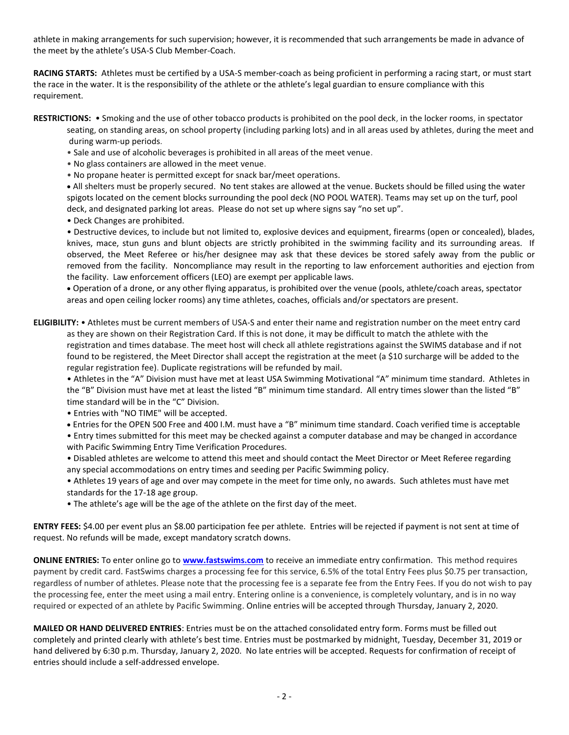athlete in making arrangements for such supervision; however, it is recommended that such arrangements be made in advance of the meet by the athlete's USA-S Club Member-Coach.

**RACING STARTS:** Athletes must be certified by a USA-S member-coach as being proficient in performing a racing start, or must start the race in the water. It is the responsibility of the athlete or the athlete's legal guardian to ensure compliance with this requirement.

**RESTRICTIONS:**
- Smoking and the use of other tobacco products is prohibited on the pool deck, in the locker rooms, in spectator seating, on standing areas, on school property (including parking lots) and in all areas used by athletes, during the meet and during warm-up periods.
- Sale and use of alcoholic beverages is prohibited in all areas of the meet venue.
- No glass containers are allowed in the meet venue.
- No propane heater is permitted except for snack bar/meet operations.
- All shelters must be properly secured. No tent stakes are allowed at the venue. Buckets should be filled using the water spigots located on the cement blocks surrounding the pool deck (NO POOL WATER). Teams may set up on the turf, pool deck, and designated parking lot areas. Please do not set up where signs say "no set up".
- Deck Changes are prohibited.
- Destructive devices, to include but not limited to, explosive devices and equipment, firearms (open or concealed), blades, knives, mace, stun guns and blunt objects are strictly prohibited in the swimming facility and its surrounding areas. If observed, the Meet Referee or his/her designee may ask that these devices be stored safely away from the public or removed from the facility. Noncompliance may result in the reporting to law enforcement authorities and ejection from the facility. Law enforcement officers (LEO) are exempt per applicable laws.
- Operation of a drone, or any other flying apparatus, is prohibited over the venue (pools, athlete/coach areas, spectator areas and open ceiling locker rooms) any time athletes, coaches, officials and/or spectators are present.

**ELIGIBILITY:**
- Athletes must be current members of USA-S and enter their name and registration number on the meet entry card as they are shown on their Registration Card. If this is not done, it may be difficult to match the athlete with the registration and times database. The meet host will check all athlete registrations against the SWIMS database and if not found to be registered, the Meet Director shall accept the registration at the meet (a $10 surcharge will be added to the regular registration fee). Duplicate registrations will be refunded by mail.
- Athletes in the "A" Division must have met at least USA Swimming Motivational "A" minimum time standard. Athletes in the "B" Division must have met at least the listed "B" minimum time standard. All entry times slower than the listed "B" time standard will be in the "C" Division.
- Entries with "NO TIME" will be accepted.
- Entries for the OPEN 500 Free and 400 I.M. must have a "B" minimum time standard. Coach verified time is acceptable
- Entry times submitted for this meet may be checked against a computer database and may be changed in accordance with Pacific Swimming Entry Time Verification Procedures.
- Disabled athletes are welcome to attend this meet and should contact the Meet Director or Meet Referee regarding any special accommodations on entry times and seeding per Pacific Swimming policy.
- Athletes 19 years of age and over may compete in the meet for time only, no awards. Such athletes must have met standards for the 17-18 age group.
- The athlete's age will be the age of the athlete on the first day of the meet.

**ENTRY FEES:** $4.00 per event plus an $8.00 participation fee per athlete. Entries will be rejected if payment is not sent at time of request. No refunds will be made, except mandatory scratch downs.

**ONLINE ENTRIES:** To enter online go to **www.fastswims.com** to receive an immediate entry confirmation. This method requires payment by credit card. FastSwims charges a processing fee for this service, 6.5% of the total Entry Fees plus $0.75 per transaction, regardless of number of athletes. Please note that the processing fee is a separate fee from the Entry Fees. If you do not wish to pay the processing fee, enter the meet using a mail entry. Entering online is a convenience, is completely voluntary, and is in no way required or expected of an athlete by Pacific Swimming. Online entries will be accepted through Thursday, January 2, 2020.

**MAILED OR HAND DELIVERED ENTRIES**: Entries must be on the attached consolidated entry form. Forms must be filled out completely and printed clearly with athlete's best time. Entries must be postmarked by midnight, Tuesday, December 31, 2019 or hand delivered by 6:30 p.m. Thursday, January 2, 2020. No late entries will be accepted. Requests for confirmation of receipt of entries should include a self-addressed envelope.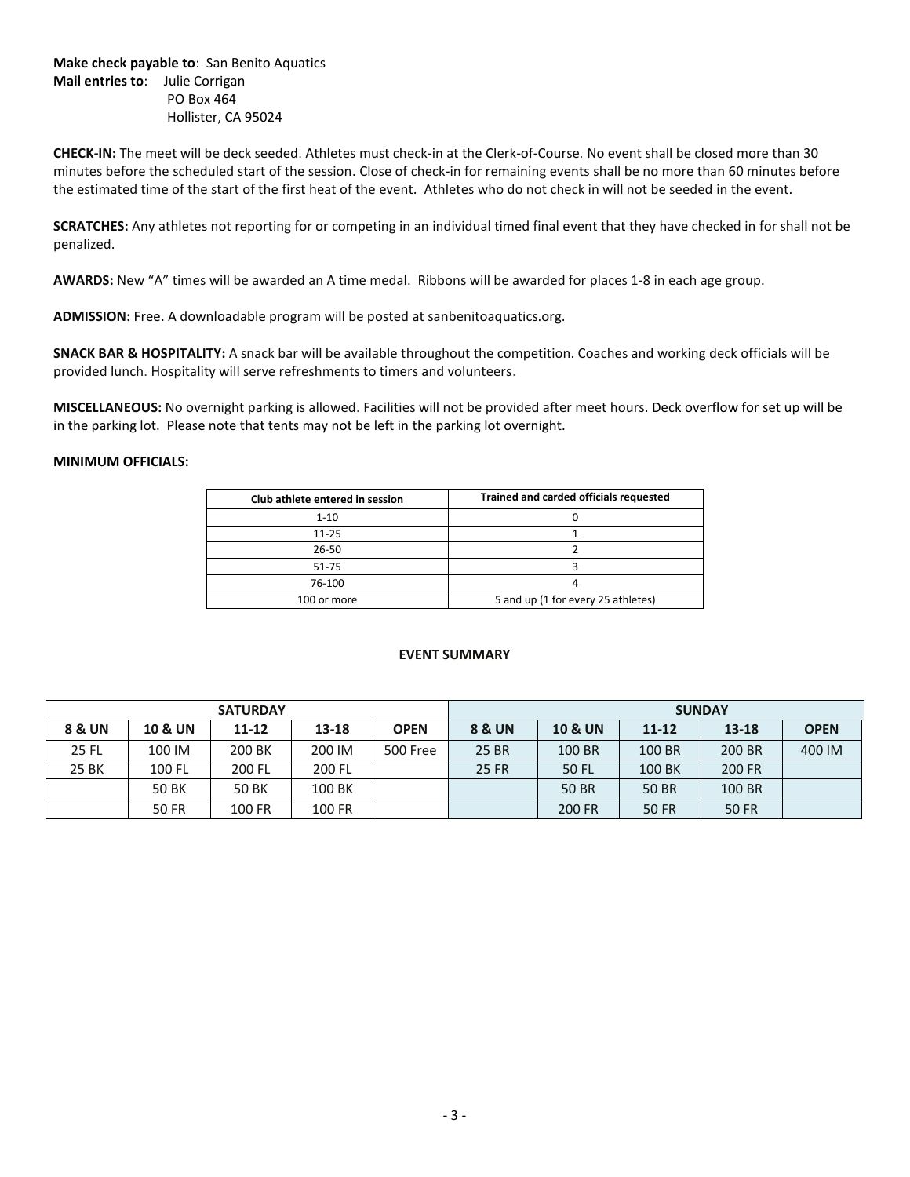**Make check payable to**: San Benito Aquatics
**Mail entries to**: Julie Corrigan
PO Box 464
Hollister, CA 95024

**CHECK-IN:** The meet will be deck seeded. Athletes must check-in at the Clerk-of-Course. No event shall be closed more than 30 minutes before the scheduled start of the session. Close of check-in for remaining events shall be no more than 60 minutes before the estimated time of the start of the first heat of the event. Athletes who do not check in will not be seeded in the event.

**SCRATCHES:** Any athletes not reporting for or competing in an individual timed final event that they have checked in for shall not be penalized.

**AWARDS:** New "A" times will be awarded an A time medal. Ribbons will be awarded for places 1-8 in each age group.

**ADMISSION:** Free. A downloadable program will be posted at sanbenitoaquatics.org.

**SNACK BAR & HOSPITALITY:** A snack bar will be available throughout the competition. Coaches and working deck officials will be provided lunch. Hospitality will serve refreshments to timers and volunteers.

**MISCELLANEOUS:** No overnight parking is allowed. Facilities will not be provided after meet hours. Deck overflow for set up will be in the parking lot. Please note that tents may not be left in the parking lot overnight.

**MINIMUM OFFICIALS:**

| Club athlete entered in session | Trained and carded officials requested |
|---|---|
| 1-10 | 0 |
| 11-25 | 1 |
| 26-50 | 2 |
| 51-75 | 3 |
| 76-100 | 4 |
| 100 or more | 5 and up (1 for every 25 athletes) |

**EVENT SUMMARY**

| SATURDAY | | | | | SUNDAY | | | | |
|---|---|---|---|---|---|---|---|---|---|
| **8 & UN** | **10 & UN** | **11-12** | **13-18** | **OPEN** | **8 & UN** | **10 & UN** | **11-12** | **13-18** | **OPEN** |
| 25 FL | 100 IM | 200 BK | 200 IM | 500 Free | 25 BR | 100 BR | 100 BR | 200 BR | 400 IM |
| 25 BK | 100 FL | 200 FL | 200 FL | | 25 FR | 50 FL | 100 BK | 200 FR | |
| | 50 BK | 50 BK | 100 BK | | | 50 BR | 50 BR | 100 BR | |
| | 50 FR | 100 FR | 100 FR | | | 200 FR | 50 FR | 50 FR | |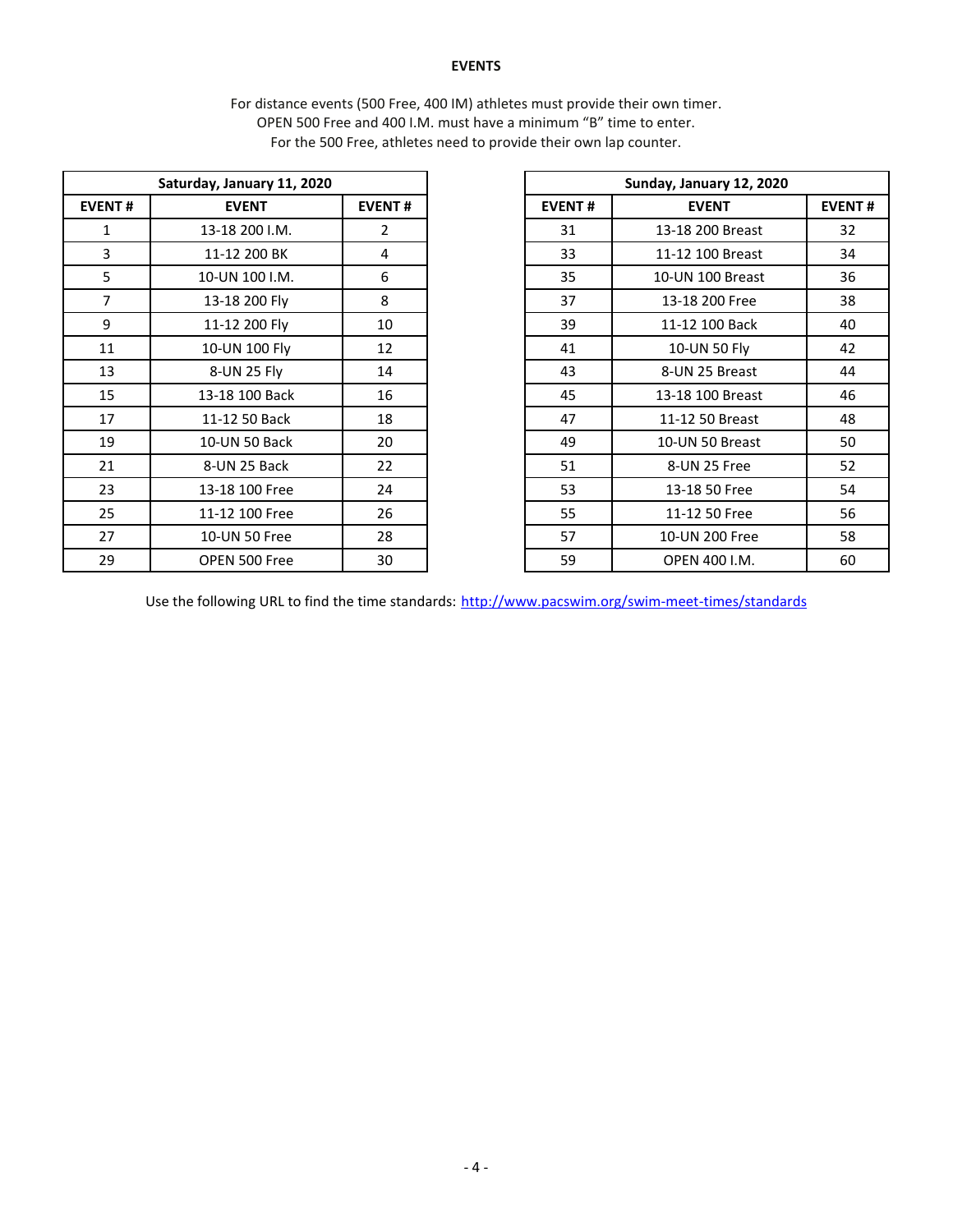## EVENTS

For distance events (500 Free, 400 IM) athletes must provide their own timer.
OPEN 500 Free and 400 I.M. must have a minimum "B" time to enter.
For the 500 Free, athletes need to provide their own lap counter.

| Saturday, January 11, 2020 | | |
|---|---|---|
| **EVENT #** | **EVENT** | **EVENT #** |
| 1 | 13-18 200 I.M. | 2 |
| 3 | 11-12 200 BK | 4 |
| 5 | 10-UN 100 I.M. | 6 |
| 7 | 13-18 200 Fly | 8 |
| 9 | 11-12 200 Fly | 10 |
| 11 | 10-UN 100 Fly | 12 |
| 13 | 8-UN 25 Fly | 14 |
| 15 | 13-18 100 Back | 16 |
| 17 | 11-12 50 Back | 18 |
| 19 | 10-UN 50 Back | 20 |
| 21 | 8-UN 25 Back | 22 |
| 23 | 13-18 100 Free | 24 |
| 25 | 11-12 100 Free | 26 |
| 27 | 10-UN 50 Free | 28 |
| 29 | OPEN 500 Free | 30 |

| Sunday, January 12, 2020 | | |
|---|---|---|
| **EVENT #** | **EVENT** | **EVENT #** |
| 31 | 13-18 200 Breast | 32 |
| 33 | 11-12 100 Breast | 34 |
| 35 | 10-UN 100 Breast | 36 |
| 37 | 13-18 200 Free | 38 |
| 39 | 11-12 100 Back | 40 |
| 41 | 10-UN 50 Fly | 42 |
| 43 | 8-UN 25 Breast | 44 |
| 45 | 13-18 100 Breast | 46 |
| 47 | 11-12 50 Breast | 48 |
| 49 | 10-UN 50 Breast | 50 |
| 51 | 8-UN 25 Free | 52 |
| 53 | 13-18 50 Free | 54 |
| 55 | 11-12 50 Free | 56 |
| 57 | 10-UN 200 Free | 58 |
| 59 | OPEN 400 I.M. | 60 |

Use the following URL to find the time standards: http://www.pacswim.org/swim-meet-times/standards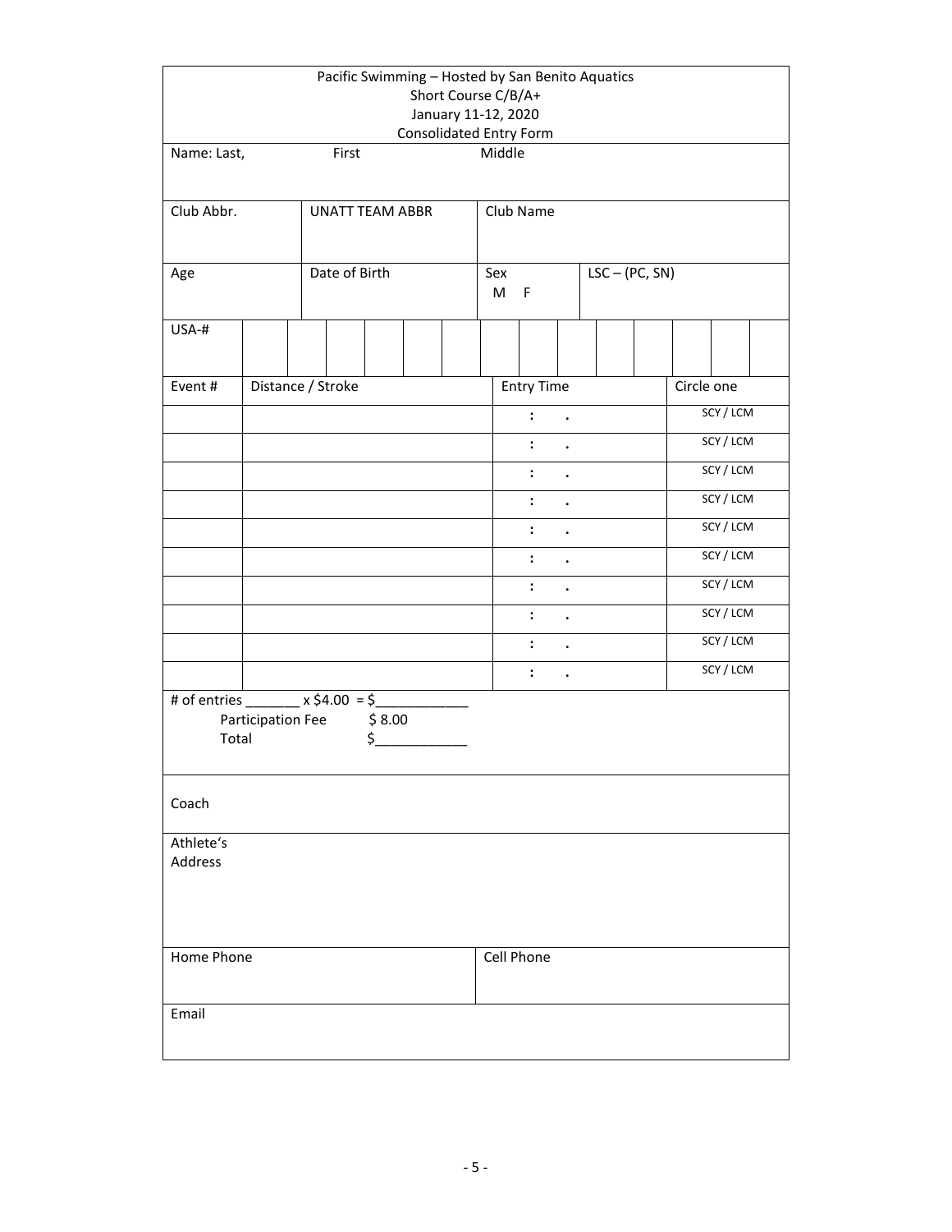Pacific Swimming – Hosted by San Benito Aquatics

Short Course C/B/A+

January 11-12, 2020

Consolidated Entry Form

| | | | |
|---|---|---|---|
| Name: Last, | First | Middle | |
| Club Abbr. | UNATT TEAM ABBR | Club Name | |
| Age | Date of Birth | Sex<br>M F | LSC – (PC, SN) |
| USA-# | | | |

| Event # | Distance / Stroke | Entry Time | Circle one |
|---|---|---|---|
| | | : . | SCY / LCM |
| | | : . | SCY / LCM |
| | | : . | SCY / LCM |
| | | : . | SCY / LCM |
| | | : . | SCY / LCM |
| | | : . | SCY / LCM |
| | | : . | SCY / LCM |
| | | : . | SCY / LCM |
| | | : . | SCY / LCM |
| | | : . | SCY / LCM |

# of entries _______ x $4.00 = $____________

Participation Fee $ 8.00

Total $____________

| | |
|---|---|
| Coach | |
| Athlete's Address | |
| Home Phone | Cell Phone |
| Email | |